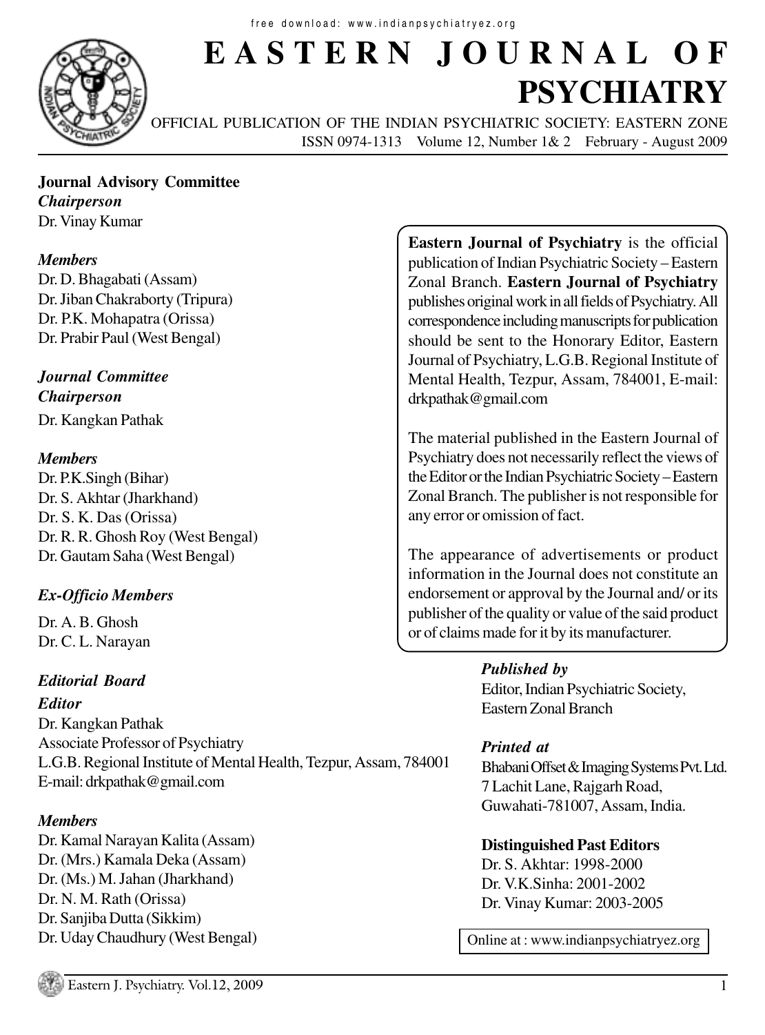# EASTERN JOURNAL OF PSYCHIATRY

OFFICIAL PUBLICATION OF THE INDIAN PSYCHIATRIC SOCIETY: EASTERN ZONE

ISSN 0974-1313 Volume 12, Number 1& 2 February - August 2009

**Journal Advisory Committee**

***Chairperson***

Dr. Vinay Kumar

***Members***

Dr. D. Bhagabati (Assam)
Dr. Jiban Chakraborty (Tripura)
Dr. P.K. Mohapatra (Orissa)
Dr. Prabir Paul (West Bengal)

***Journal Committee***

***Chairperson***

Dr. Kangkan Pathak

***Members***

Dr. P.K.Singh (Bihar)
Dr. S. Akhtar (Jharkhand)
Dr. S. K. Das (Orissa)
Dr. R. R. Ghosh Roy (West Bengal)
Dr. Gautam Saha (West Bengal)

***Ex-Officio Members***

Dr. A. B. Ghosh
Dr. C. L. Narayan

***Editorial Board***

***Editor***

Dr. Kangkan Pathak
Associate Professor of Psychiatry
L.G.B. Regional Institute of Mental Health, Tezpur, Assam, 784001
E-mail: drkpathak@gmail.com

***Members***

Dr. Kamal Narayan Kalita (Assam)
Dr. (Mrs.) Kamala Deka (Assam)
Dr. (Ms.) M. Jahan (Jharkhand)
Dr. N. M. Rath (Orissa)
Dr. Sanjiba Dutta (Sikkim)
Dr. Uday Chaudhury (West Bengal)

**Eastern Journal of Psychiatry** is the official publication of Indian Psychiatric Society – Eastern Zonal Branch. **Eastern Journal of Psychiatry** publishes original work in all fields of Psychiatry. All correspondence including manuscripts for publication should be sent to the Honorary Editor, Eastern Journal of Psychiatry, L.G.B. Regional Institute of Mental Health, Tezpur, Assam, 784001, E-mail: drkpathak@gmail.com

The material published in the Eastern Journal of Psychiatry does not necessarily reflect the views of the Editor or the Indian Psychiatric Society – Eastern Zonal Branch. The publisher is not responsible for any error or omission of fact.

The appearance of advertisements or product information in the Journal does not constitute an endorsement or approval by the Journal and/ or its publisher of the quality or value of the said product or of claims made for it by its manufacturer.

***Published by***

Editor, Indian Psychiatric Society,
Eastern Zonal Branch

***Printed at***

Bhabani Offset & Imaging Systems Pvt. Ltd.
7 Lachit Lane, Rajgarh Road,
Guwahati-781007, Assam, India.

**Distinguished Past Editors**

Dr. S. Akhtar: 1998-2000
Dr. V.K.Sinha: 2001-2002
Dr. Vinay Kumar: 2003-2005

Online at : www.indianpsychiatryez.org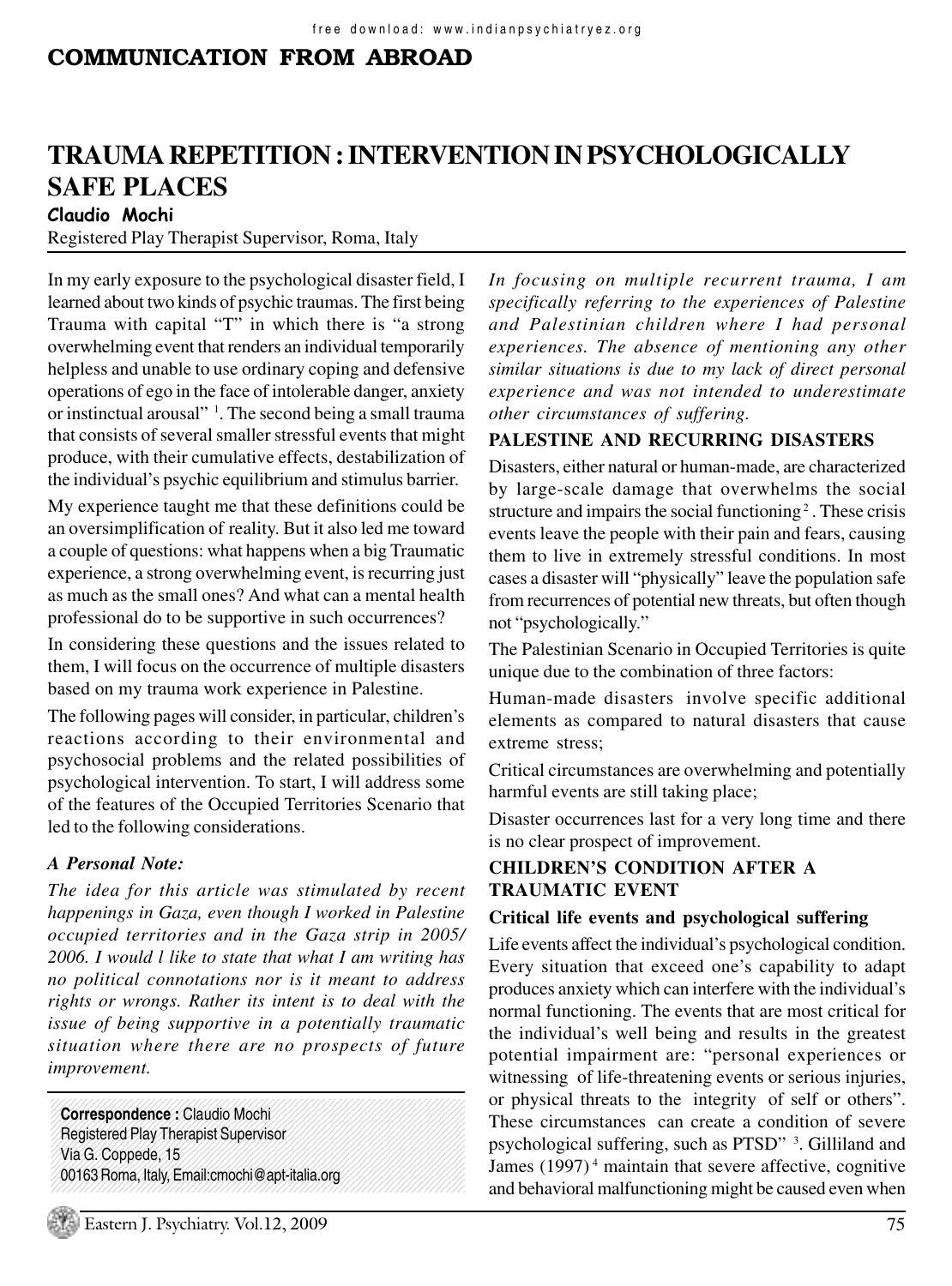## COMMUNICATION FROM ABROAD

# TRAUMA REPETITION : INTERVENTION IN PSYCHOLOGICALLY SAFE PLACES

**Claudio Mochi**

Registered Play Therapist Supervisor, Roma, Italy

In my early exposure to the psychological disaster field, I learned about two kinds of psychic traumas. The first being Trauma with capital "T" in which there is "a strong overwhelming event that renders an individual temporarily helpless and unable to use ordinary coping and defensive operations of ego in the face of intolerable danger, anxiety or instinctual arousal" [1]. The second being a small trauma that consists of several smaller stressful events that might produce, with their cumulative effects, destabilization of the individual's psychic equilibrium and stimulus barrier.

My experience taught me that these definitions could be an oversimplification of reality. But it also led me toward a couple of questions: what happens when a big Traumatic experience, a strong overwhelming event, is recurring just as much as the small ones? And what can a mental health professional do to be supportive in such occurrences?

In considering these questions and the issues related to them, I will focus on the occurrence of multiple disasters based on my trauma work experience in Palestine.

The following pages will consider, in particular, children's reactions according to their environmental and psychosocial problems and the related possibilities of psychological intervention. To start, I will address some of the features of the Occupied Territories Scenario that led to the following considerations.

### *A Personal Note:*

*The idea for this article was stimulated by recent happenings in Gaza, even though I worked in Palestine occupied territories and in the Gaza strip in 2005/2006. I would l like to state that what I am writing has no political connotations nor is it meant to address rights or wrongs. Rather its intent is to deal with the issue of being supportive in a potentially traumatic situation where there are no prospects of future improvement.*

*In focusing on multiple recurrent trauma, I am specifically referring to the experiences of Palestine and Palestinian children where I had personal experiences. The absence of mentioning any other similar situations is due to my lack of direct personal experience and was not intended to underestimate other circumstances of suffering.*

**Correspondence :** Claudio Mochi
Registered Play Therapist Supervisor
Via G. Coppede, 15
00163 Roma, Italy, Email:cmochi@apt-italia.org

## PALESTINE AND RECURRING DISASTERS

Disasters, either natural or human-made, are characterized by large-scale damage that overwhelms the social structure and impairs the social functioning [2]. These crisis events leave the people with their pain and fears, causing them to live in extremely stressful conditions. In most cases a disaster will "physically" leave the population safe from recurrences of potential new threats, but often though not "psychologically."

The Palestinian Scenario in Occupied Territories is quite unique due to the combination of three factors:

Human-made disasters involve specific additional elements as compared to natural disasters that cause extreme stress;

Critical circumstances are overwhelming and potentially harmful events are still taking place;

Disaster occurrences last for a very long time and there is no clear prospect of improvement.

## CHILDREN'S CONDITION AFTER A TRAUMATIC EVENT

### Critical life events and psychological suffering

Life events affect the individual's psychological condition. Every situation that exceed one's capability to adapt produces anxiety which can interfere with the individual's normal functioning. The events that are most critical for the individual's well being and results in the greatest potential impairment are: "personal experiences or witnessing of life-threatening events or serious injuries, or physical threats to the integrity of self or others". These circumstances can create a condition of severe psychological suffering, such as PTSD" [3]. Gilliland and James (1997) [4] maintain that severe affective, cognitive and behavioral malfunctioning might be caused even when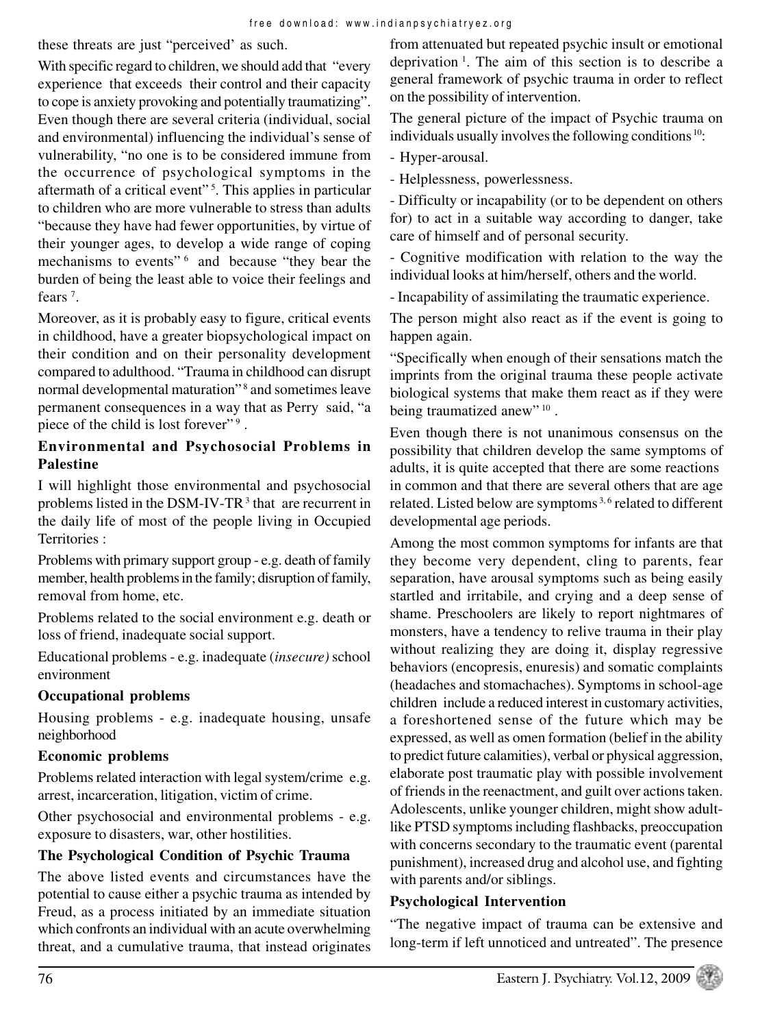these threats are just "perceived' as such.

With specific regard to children, we should add that "every experience that exceeds their control and their capacity to cope is anxiety provoking and potentially traumatizing". Even though there are several criteria (individual, social and environmental) influencing the individual's sense of vulnerability, "no one is to be considered immune from the occurrence of psychological symptoms in the aftermath of a critical event"[5]. This applies in particular to children who are more vulnerable to stress than adults "because they have had fewer opportunities, by virtue of their younger ages, to develop a wide range of coping mechanisms to events"[6] and because "they bear the burden of being the least able to voice their feelings and fears[7].

Moreover, as it is probably easy to figure, critical events in childhood, have a greater biopsychological impact on their condition and on their personality development compared to adulthood. "Trauma in childhood can disrupt normal developmental maturation"[8] and sometimes leave permanent consequences in a way that as Perry said, "a piece of the child is lost forever"[9].

## Environmental and Psychosocial Problems in Palestine

I will highlight those environmental and psychosocial problems listed in the DSM-IV-TR[3] that are recurrent in the daily life of most of the people living in Occupied Territories :

Problems with primary support group - e.g. death of family member, health problems in the family; disruption of family, removal from home, etc.

Problems related to the social environment e.g. death or loss of friend, inadequate social support.

Educational problems - e.g. inadequate (*insecure)* school environment

**Occupational problems**

Housing problems - e.g. inadequate housing, unsafe neighborhood

**Economic problems**

Problems related interaction with legal system/crime e.g. arrest, incarceration, litigation, victim of crime.

Other psychosocial and environmental problems - e.g. exposure to disasters, war, other hostilities.

## The Psychological Condition of Psychic Trauma

The above listed events and circumstances have the potential to cause either a psychic trauma as intended by Freud, as a process initiated by an immediate situation which confronts an individual with an acute overwhelming threat, and a cumulative trauma, that instead originates from attenuated but repeated psychic insult or emotional deprivation[1]. The aim of this section is to describe a general framework of psychic trauma in order to reflect on the possibility of intervention.

The general picture of the impact of Psychic trauma on individuals usually involves the following conditions[10]:

- Hyper-arousal.
- Helplessness, powerlessness.
- Difficulty or incapability (or to be dependent on others for) to act in a suitable way according to danger, take care of himself and of personal security.
- Cognitive modification with relation to the way the individual looks at him/herself, others and the world.
- Incapability of assimilating the traumatic experience.

The person might also react as if the event is going to happen again.

"Specifically when enough of their sensations match the imprints from the original trauma these people activate biological systems that make them react as if they were being traumatized anew"[10].

Even though there is not unanimous consensus on the possibility that children develop the same symptoms of adults, it is quite accepted that there are some reactions in common and that there are several others that are age related. Listed below are symptoms[3,6] related to different developmental age periods.

Among the most common symptoms for infants are that they become very dependent, cling to parents, fear separation, have arousal symptoms such as being easily startled and irritabile, and crying and a deep sense of shame. Preschoolers are likely to report nightmares of monsters, have a tendency to relive trauma in their play without realizing they are doing it, display regressive behaviors (encopresis, enuresis) and somatic complaints (headaches and stomachaches). Symptoms in school-age children include a reduced interest in customary activities, a foreshortened sense of the future which may be expressed, as well as omen formation (belief in the ability to predict future calamities), verbal or physical aggression, elaborate post traumatic play with possible involvement of friends in the reenactment, and guilt over actions taken. Adolescents, unlike younger children, might show adult-like PTSD symptoms including flashbacks, preoccupation with concerns secondary to the traumatic event (parental punishment), increased drug and alcohol use, and fighting with parents and/or siblings.

## Psychological Intervention

"The negative impact of trauma can be extensive and long-term if left unnoticed and untreated". The presence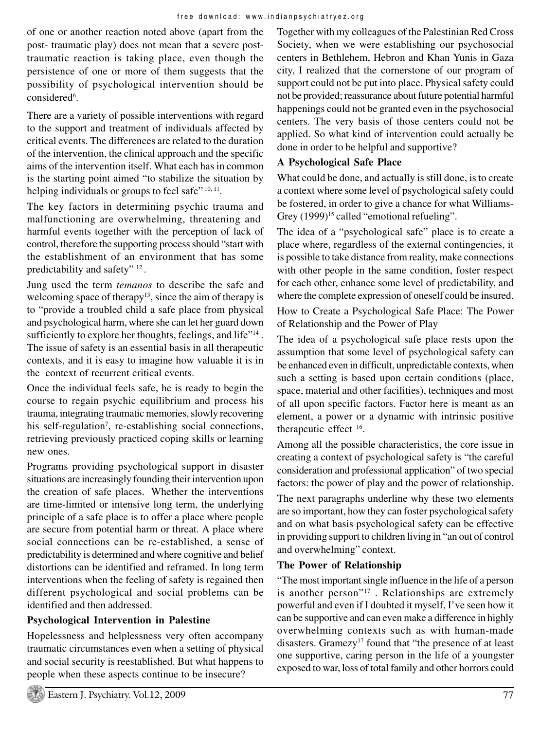of one or another reaction noted above (apart from the post- traumatic play) does not mean that a severe post-traumatic reaction is taking place, even though the persistence of one or more of them suggests that the possibility of psychological intervention should be considered[6].

There are a variety of possible interventions with regard to the support and treatment of individuals affected by critical events. The differences are related to the duration of the intervention, the clinical approach and the specific aims of the intervention itself. What each has in common is the starting point aimed "to stabilize the situation by helping individuals or groups to feel safe" [10, 11].

The key factors in determining psychic trauma and malfunctioning are overwhelming, threatening and harmful events together with the perception of lack of control, therefore the supporting process should "start with the establishment of an environment that has some predictability and safety" [12].

Jung used the term *temanos* to describe the safe and welcoming space of therapy[13], since the aim of therapy is to "provide a troubled child a safe place from physical and psychological harm, where she can let her guard down sufficiently to explore her thoughts, feelings, and life"[14]. The issue of safety is an essential basis in all therapeutic contexts, and it is easy to imagine how valuable it is in the context of recurrent critical events.

Once the individual feels safe, he is ready to begin the course to regain psychic equilibrium and process his trauma, integrating traumatic memories, slowly recovering his self-regulation[7], re-establishing social connections, retrieving previously practiced coping skills or learning new ones.

Programs providing psychological support in disaster situations are increasingly founding their intervention upon the creation of safe places. Whether the interventions are time-limited or intensive long term, the underlying principle of a safe place is to offer a place where people are secure from potential harm or threat. A place where social connections can be re-established, a sense of predictability is determined and where cognitive and belief distortions can be identified and reframed. In long term interventions when the feeling of safety is regained then different psychological and social problems can be identified and then addressed.

## Psychological Intervention in Palestine

Hopelessness and helplessness very often accompany traumatic circumstances even when a setting of physical and social security is reestablished. But what happens to people when these aspects continue to be insecure?

Together with my colleagues of the Palestinian Red Cross Society, when we were establishing our psychosocial centers in Bethlehem, Hebron and Khan Yunis in Gaza city, I realized that the cornerstone of our program of support could not be put into place. Physical safety could not be provided; reassurance about future potential harmful happenings could not be granted even in the psychosocial centers. The very basis of those centers could not be applied. So what kind of intervention could actually be done in order to be helpful and supportive?

## A Psychological Safe Place

What could be done, and actually is still done, is to create a context where some level of psychological safety could be fostered, in order to give a chance for what Williams-Grey (1999)[15] called "emotional refueling".

The idea of a "psychological safe" place is to create a place where, regardless of the external contingencies, it is possible to take distance from reality, make connections with other people in the same condition, foster respect for each other, enhance some level of predictability, and where the complete expression of oneself could be insured.

How to Create a Psychological Safe Place: The Power of Relationship and the Power of Play

The idea of a psychological safe place rests upon the assumption that some level of psychological safety can be enhanced even in difficult, unpredictable contexts, when such a setting is based upon certain conditions (place, space, material and other facilities), techniques and most of all upon specific factors. Factor here is meant as an element, a power or a dynamic with intrinsic positive therapeutic effect [16].

Among all the possible characteristics, the core issue in creating a context of psychological safety is "the careful consideration and professional application" of two special factors: the power of play and the power of relationship.

The next paragraphs underline why these two elements are so important, how they can foster psychological safety and on what basis psychological safety can be effective in providing support to children living in "an out of control and overwhelming" context.

## The Power of Relationship

"The most important single influence in the life of a person is another person"[17]. Relationships are extremely powerful and even if I doubted it myself, I've seen how it can be supportive and can even make a difference in highly overwhelming contexts such as with human-made disasters. Gramezy[17] found that "the presence of at least one supportive, caring person in the life of a youngster exposed to war, loss of total family and other horrors could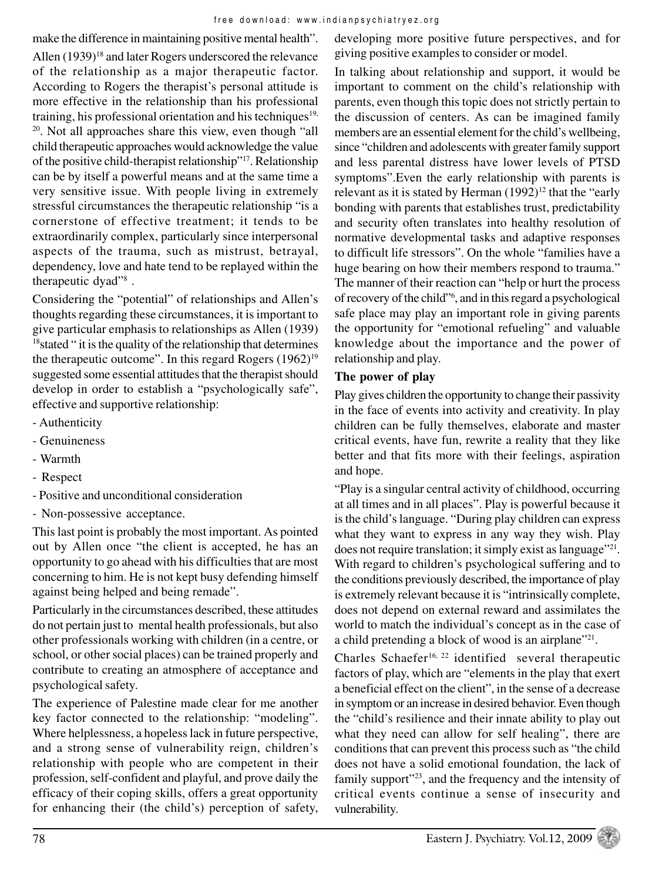make the difference in maintaining positive mental health".

Allen (1939)[18] and later Rogers underscored the relevance of the relationship as a major therapeutic factor. According to Rogers the therapist's personal attitude is more effective in the relationship than his professional training, his professional orientation and his techniques[19, 20]. Not all approaches share this view, even though "all child therapeutic approaches would acknowledge the value of the positive child-therapist relationship"[17]. Relationship can be by itself a powerful means and at the same time a very sensitive issue. With people living in extremely stressful circumstances the therapeutic relationship "is a cornerstone of effective treatment; it tends to be extraordinarily complex, particularly since interpersonal aspects of the trauma, such as mistrust, betrayal, dependency, love and hate tend to be replayed within the therapeutic dyad"[8] .

Considering the "potential" of relationships and Allen's thoughts regarding these circumstances, it is important to give particular emphasis to relationships as Allen (1939) [18]stated " it is the quality of the relationship that determines the therapeutic outcome". In this regard Rogers (1962)[19] suggested some essential attitudes that the therapist should develop in order to establish a "psychologically safe", effective and supportive relationship:

- Authenticity
- Genuineness
- Warmth
- Respect
- Positive and unconditional consideration
- Non-possessive acceptance.

This last point is probably the most important. As pointed out by Allen once "the client is accepted, he has an opportunity to go ahead with his difficulties that are most concerning to him. He is not kept busy defending himself against being helped and being remade".

Particularly in the circumstances described, these attitudes do not pertain just to mental health professionals, but also other professionals working with children (in a centre, or school, or other social places) can be trained properly and contribute to creating an atmosphere of acceptance and psychological safety.

The experience of Palestine made clear for me another key factor connected to the relationship: "modeling". Where helplessness, a hopeless lack in future perspective, and a strong sense of vulnerability reign, children's relationship with people who are competent in their profession, self-confident and playful, and prove daily the efficacy of their coping skills, offers a great opportunity for enhancing their (the child's) perception of safety, developing more positive future perspectives, and for giving positive examples to consider or model.

In talking about relationship and support, it would be important to comment on the child's relationship with parents, even though this topic does not strictly pertain to the discussion of centers. As can be imagined family members are an essential element for the child's wellbeing, since "children and adolescents with greater family support and less parental distress have lower levels of PTSD symptoms".Even the early relationship with parents is relevant as it is stated by Herman (1992)[12] that the "early bonding with parents that establishes trust, predictability and security often translates into healthy resolution of normative developmental tasks and adaptive responses to difficult life stressors". On the whole "families have a huge bearing on how their members respond to trauma." The manner of their reaction can "help or hurt the process of recovery of the child"[6], and in this regard a psychological safe place may play an important role in giving parents the opportunity for "emotional refueling" and valuable knowledge about the importance and the power of relationship and play.

**The power of play**

Play gives children the opportunity to change their passivity in the face of events into activity and creativity. In play children can be fully themselves, elaborate and master critical events, have fun, rewrite a reality that they like better and that fits more with their feelings, aspiration and hope.

"Play is a singular central activity of childhood, occurring at all times and in all places". Play is powerful because it is the child's language. "During play children can express what they want to express in any way they wish. Play does not require translation; it simply exist as language"[21]. With regard to children's psychological suffering and to the conditions previously described, the importance of play is extremely relevant because it is "intrinsically complete, does not depend on external reward and assimilates the world to match the individual's concept as in the case of a child pretending a block of wood is an airplane"[21].

Charles Schaefer[16, 22] identified several therapeutic factors of play, which are "elements in the play that exert a beneficial effect on the client", in the sense of a decrease in symptom or an increase in desired behavior. Even though the "child's resilience and their innate ability to play out what they need can allow for self healing", there are conditions that can prevent this process such as "the child does not have a solid emotional foundation, the lack of family support"[23], and the frequency and the intensity of critical events continue a sense of insecurity and vulnerability.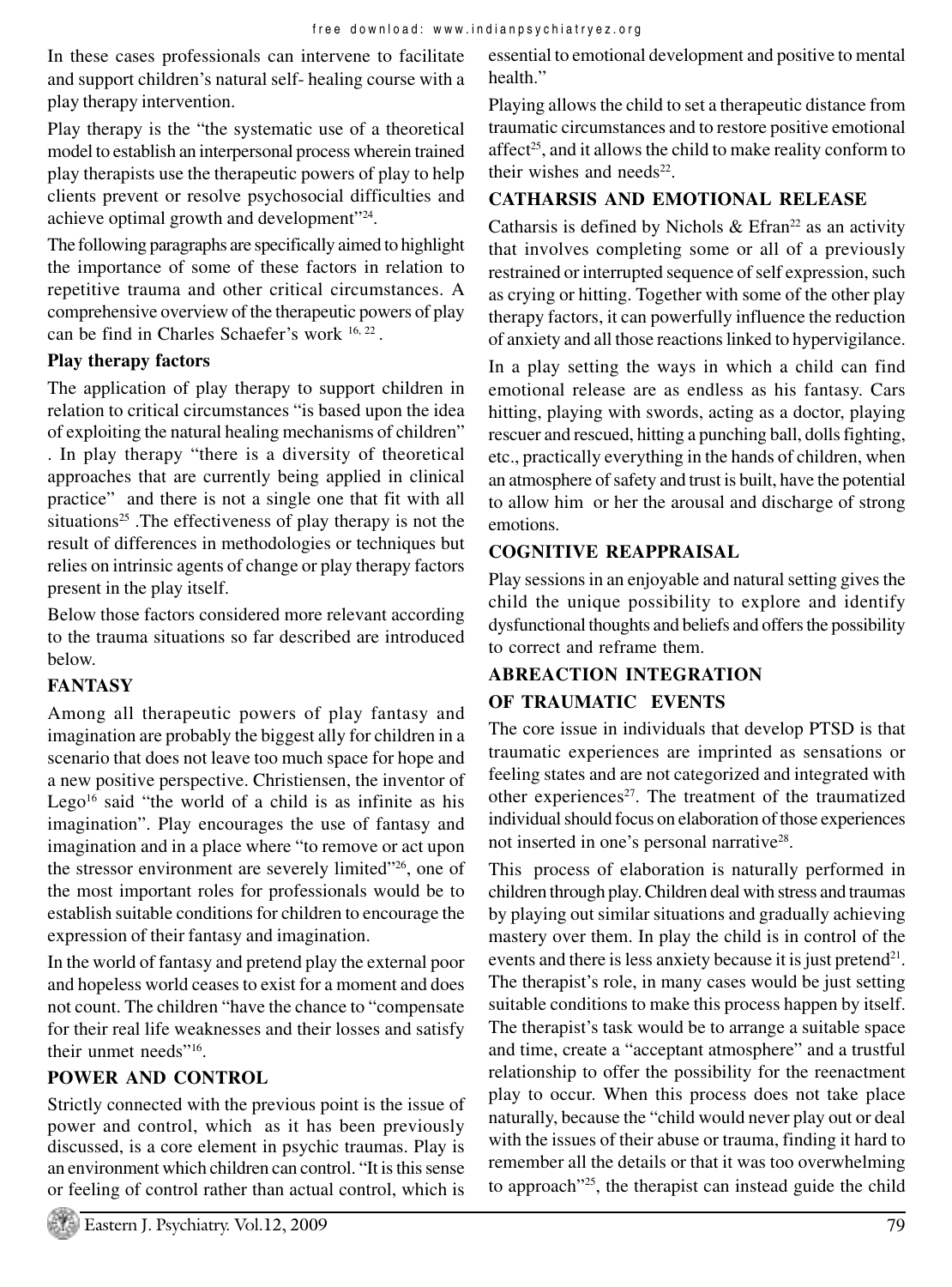In these cases professionals can intervene to facilitate and support children's natural self- healing course with a play therapy intervention.

Play therapy is the "the systematic use of a theoretical model to establish an interpersonal process wherein trained play therapists use the therapeutic powers of play to help clients prevent or resolve psychosocial difficulties and achieve optimal growth and development"[24].

The following paragraphs are specifically aimed to highlight the importance of some of these factors in relation to repetitive trauma and other critical circumstances. A comprehensive overview of the therapeutic powers of play can be find in Charles Schaefer's work [16, 22].

### Play therapy factors

The application of play therapy to support children in relation to critical circumstances "is based upon the idea of exploiting the natural healing mechanisms of children" . In play therapy "there is a diversity of theoretical approaches that are currently being applied in clinical practice" and there is not a single one that fit with all situations[25] .The effectiveness of play therapy is not the result of differences in methodologies or techniques but relies on intrinsic agents of change or play therapy factors present in the play itself.

Below those factors considered more relevant according to the trauma situations so far described are introduced below.

### FANTASY

Among all therapeutic powers of play fantasy and imagination are probably the biggest ally for children in a scenario that does not leave too much space for hope and a new positive perspective. Christiensen, the inventor of Lego[16] said "the world of a child is as infinite as his imagination". Play encourages the use of fantasy and imagination and in a place where "to remove or act upon the stressor environment are severely limited"[26], one of the most important roles for professionals would be to establish suitable conditions for children to encourage the expression of their fantasy and imagination.

In the world of fantasy and pretend play the external poor and hopeless world ceases to exist for a moment and does not count. The children "have the chance to "compensate for their real life weaknesses and their losses and satisfy their unmet needs""[16].

### POWER AND CONTROL

Strictly connected with the previous point is the issue of power and control, which as it has been previously discussed, is a core element in psychic traumas. Play is an environment which children can control. "It is this sense or feeling of control rather than actual control, which is essential to emotional development and positive to mental health."

Playing allows the child to set a therapeutic distance from traumatic circumstances and to restore positive emotional affect[25], and it allows the child to make reality conform to their wishes and needs[22].

### CATHARSIS AND EMOTIONAL RELEASE

Catharsis is defined by Nichols & Efran[22] as an activity that involves completing some or all of a previously restrained or interrupted sequence of self expression, such as crying or hitting. Together with some of the other play therapy factors, it can powerfully influence the reduction of anxiety and all those reactions linked to hypervigilance.

In a play setting the ways in which a child can find emotional release are as endless as his fantasy. Cars hitting, playing with swords, acting as a doctor, playing rescuer and rescued, hitting a punching ball, dolls fighting, etc., practically everything in the hands of children, when an atmosphere of safety and trust is built, have the potential to allow him or her the arousal and discharge of strong emotions.

### COGNITIVE REAPPRAISAL

Play sessions in an enjoyable and natural setting gives the child the unique possibility to explore and identify dysfunctional thoughts and beliefs and offers the possibility to correct and reframe them.

### ABREACTION INTEGRATION OF TRAUMATIC EVENTS

The core issue in individuals that develop PTSD is that traumatic experiences are imprinted as sensations or feeling states and are not categorized and integrated with other experiences[27]. The treatment of the traumatized individual should focus on elaboration of those experiences not inserted in one's personal narrative[28].

This process of elaboration is naturally performed in children through play. Children deal with stress and traumas by playing out similar situations and gradually achieving mastery over them. In play the child is in control of the events and there is less anxiety because it is just pretend[21]. The therapist's role, in many cases would be just setting suitable conditions to make this process happen by itself. The therapist's task would be to arrange a suitable space and time, create a "acceptant atmosphere" and a trustful relationship to offer the possibility for the reenactment play to occur. When this process does not take place naturally, because the "child would never play out or deal with the issues of their abuse or trauma, finding it hard to remember all the details or that it was too overwhelming to approach"[25], the therapist can instead guide the child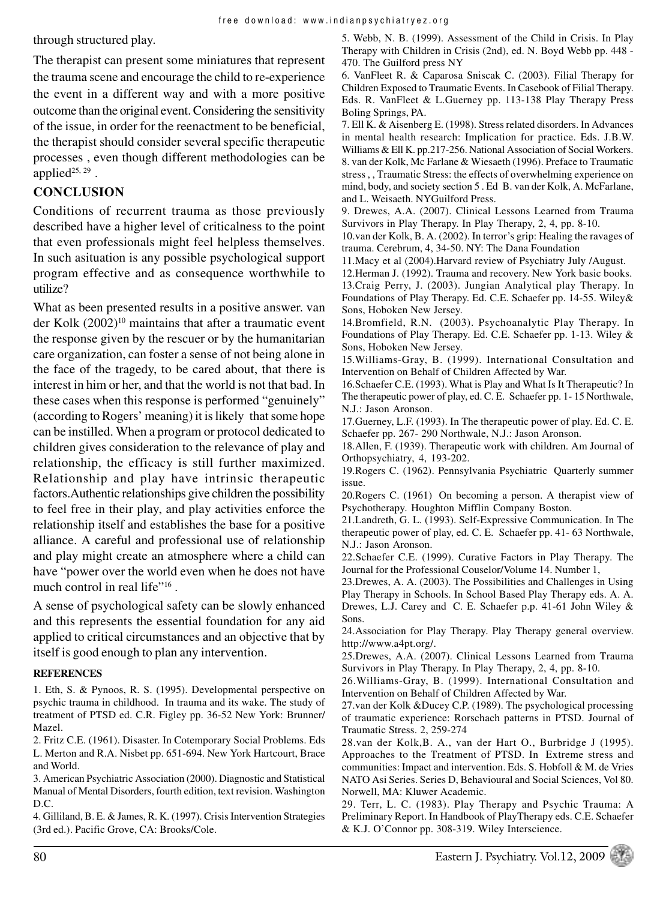through structured play.

The therapist can present some miniatures that represent the trauma scene and encourage the child to re-experience the event in a different way and with a more positive outcome than the original event. Considering the sensitivity of the issue, in order for the reenactment to be beneficial, the therapist should consider several specific therapeutic processes , even though different methodologies can be applied[25, 29] .

## CONCLUSION

Conditions of recurrent trauma as those previously described have a higher level of criticalness to the point that even professionals might feel helpless themselves. In such asituation is any possible psychological support program effective and as consequence worthwhile to utilize?

What as been presented results in a positive answer. van der Kolk (2002)[10] maintains that after a traumatic event the response given by the rescuer or by the humanitarian care organization, can foster a sense of not being alone in the face of the tragedy, to be cared about, that there is interest in him or her, and that the world is not that bad. In these cases when this response is performed "genuinely" (according to Rogers' meaning) it is likely that some hope can be instilled. When a program or protocol dedicated to children gives consideration to the relevance of play and relationship, the efficacy is still further maximized. Relationship and play have intrinsic therapeutic factors.Authentic relationships give children the possibility to feel free in their play, and play activities enforce the relationship itself and establishes the base for a positive alliance. A careful and professional use of relationship and play might create an atmosphere where a child can have "power over the world even when he does not have much control in real life"[16] .

A sense of psychological safety can be slowly enhanced and this represents the essential foundation for any aid applied to critical circumstances and an objective that by itself is good enough to plan any intervention.

### REFERENCES

1. Eth, S. & Pynoos, R. S. (1995). Developmental perspective on psychic trauma in childhood. In trauma and its wake. The study of treatment of PTSD ed. C.R. Figley pp. 36-52 New York: Brunner/ Mazel.
2. Fritz C.E. (1961). Disaster. In Cotemporary Social Problems. Eds L. Merton and R.A. Nisbet pp. 651-694. New York Hartcourt, Brace and World.
3. American Psychiatric Association (2000). Diagnostic and Statistical Manual of Mental Disorders, fourth edition, text revision. Washington D.C.
4. Gilliland, B. E. & James, R. K. (1997). Crisis Intervention Strategies (3rd ed.). Pacific Grove, CA: Brooks/Cole.
5. Webb, N. B. (1999). Assessment of the Child in Crisis. In Play Therapy with Children in Crisis (2nd), ed. N. Boyd Webb pp. 448 - 470. The Guilford press NY
6. VanFleet R. & Caparosa Sniscak C. (2003). Filial Therapy for Children Exposed to Traumatic Events. In Casebook of Filial Therapy. Eds. R. VanFleet & L.Guerney pp. 113-138 Play Therapy Press Boling Springs, PA.
7. Ell K. & Aisenberg E. (1998). Stress related disorders. In Advances in mental health research: Implication for practice. Eds. J.B.W. Williams & Ell K. pp.217-256. National Association of Social Workers.
8. van der Kolk, Mc Farlane & Wiesaeth (1996). Preface to Traumatic stress , , Traumatic Stress: the effects of overwhelming experience on mind, body, and society section 5 . Ed B. van der Kolk, A. McFarlane, and L. Weisaeth. NYGuilford Press.
9. Drewes, A.A. (2007). Clinical Lessons Learned from Trauma Survivors in Play Therapy. In Play Therapy, 2, 4, pp. 8-10.
10. van der Kolk, B. A. (2002). In terror's grip: Healing the ravages of trauma. Cerebrum, 4, 34-50. NY: The Dana Foundation
11. Macy et al (2004).Harvard review of Psychiatry July /August.
12. Herman J. (1992). Trauma and recovery. New York basic books.
13. Craig Perry, J. (2003). Jungian Analytical play Therapy. In Foundations of Play Therapy. Ed. C.E. Schaefer pp. 14-55. Wiley& Sons, Hoboken New Jersey.
14. Bromfield, R.N. (2003). Psychoanalytic Play Therapy. In Foundations of Play Therapy. Ed. C.E. Schaefer pp. 1-13. Wiley & Sons, Hoboken New Jersey.
15. Williams-Gray, B. (1999). International Consultation and Intervention on Behalf of Children Affected by War.
16. Schaefer C.E. (1993). What is Play and What Is It Therapeutic? In The therapeutic power of play, ed. C. E. Schaefer pp. 1- 15 Northwale, N.J.: Jason Aronson.
17. Guerney, L.F. (1993). In The therapeutic power of play. Ed. C. E. Schaefer pp. 267- 290 Northwale, N.J.: Jason Aronson.
18. Allen, F. (1939). Therapeutic work with children. Am Journal of Orthopsychiatry, 4, 193-202.
19. Rogers C. (1962). Pennsylvania Psychiatric Quarterly summer issue.
20. Rogers C. (1961) On becoming a person. A therapist view of Psychotherapy. Houghton Mifflin Company Boston.
21. Landreth, G. L. (1993). Self-Expressive Communication. In The therapeutic power of play, ed. C. E. Schaefer pp. 41- 63 Northwale, N.J.: Jason Aronson.
22. Schaefer C.E. (1999). Curative Factors in Play Therapy. The Journal for the Professional Couselor/Volume 14. Number 1,
23. Drewes, A. A. (2003). The Possibilities and Challenges in Using Play Therapy in Schools. In School Based Play Therapy eds. A. A. Drewes, L.J. Carey and C. E. Schaefer p.p. 41-61 John Wiley & Sons.
24. Association for Play Therapy. Play Therapy general overview. http://www.a4pt.org/.
25. Drewes, A.A. (2007). Clinical Lessons Learned from Trauma Survivors in Play Therapy. In Play Therapy, 2, 4, pp. 8-10.
26. Williams-Gray, B. (1999). International Consultation and Intervention on Behalf of Children Affected by War.
27. van der Kolk &Ducey C.P. (1989). The psychological processing of traumatic experience: Rorschach patterns in PTSD. Journal of Traumatic Stress. 2, 259-274
28. van der Kolk,B. A., van der Hart O., Burbridge J (1995). Approaches to the Treatment of PTSD. In Extreme stress and communities: Impact and intervention. Eds. S. Hobfoll & M. de Vries NATO Asi Series. Series D, Behavioural and Social Sciences, Vol 80. Norwell, MA: Kluwer Academic.
29. Terr, L. C. (1983). Play Therapy and Psychic Trauma: A Preliminary Report. In Handbook of PlayTherapy eds. C.E. Schaefer & K.J. O'Connor pp. 308-319. Wiley Interscience.